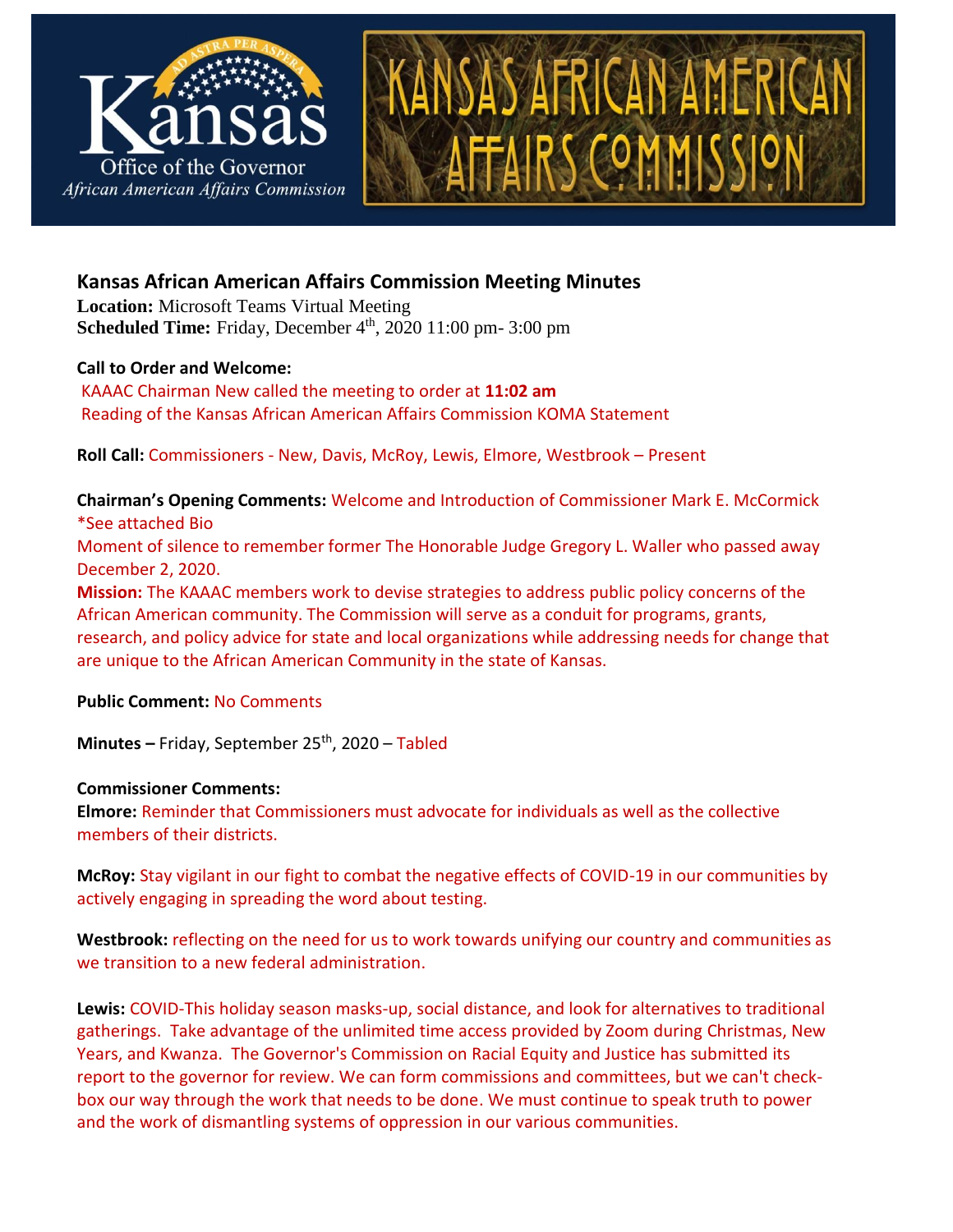Kansas
Office of the Governor
*African American Affairs Commission*

KANSAS AFRICAN AMERICAN AFFAIRS COMMISSION

## Kansas African American Affairs Commission Meeting Minutes

**Location:** Microsoft Teams Virtual Meeting
**Scheduled Time:** Friday, December 4th, 2020 11:00 pm- 3:00 pm

**Call to Order and Welcome:**
KAAAC Chairman New called the meeting to order at **11:02 am**
Reading of the Kansas African American Affairs Commission KOMA Statement

**Roll Call:** Commissioners - New, Davis, McRoy, Lewis, Elmore, Westbrook – Present

**Chairman's Opening Comments:** Welcome and Introduction of Commissioner Mark E. McCormick *See attached Bio
Moment of silence to remember former The Honorable Judge Gregory L. Waller who passed away December 2, 2020.
**Mission:** The KAAAC members work to devise strategies to address public policy concerns of the African American community. The Commission will serve as a conduit for programs, grants, research, and policy advice for state and local organizations while addressing needs for change that are unique to the African American Community in the state of Kansas.

**Public Comment:** No Comments

**Minutes –** Friday, September 25th, 2020 – Tabled

**Commissioner Comments:**

**Elmore:** Reminder that Commissioners must advocate for individuals as well as the collective members of their districts.

**McRoy:** Stay vigilant in our fight to combat the negative effects of COVID-19 in our communities by actively engaging in spreading the word about testing.

**Westbrook:** reflecting on the need for us to work towards unifying our country and communities as we transition to a new federal administration.

**Lewis:** COVID-This holiday season masks-up, social distance, and look for alternatives to traditional gatherings. Take advantage of the unlimited time access provided by Zoom during Christmas, New Years, and Kwanza. The Governor's Commission on Racial Equity and Justice has submitted its report to the governor for review. We can form commissions and committees, but we can't check-box our way through the work that needs to be done. We must continue to speak truth to power and the work of dismantling systems of oppression in our various communities.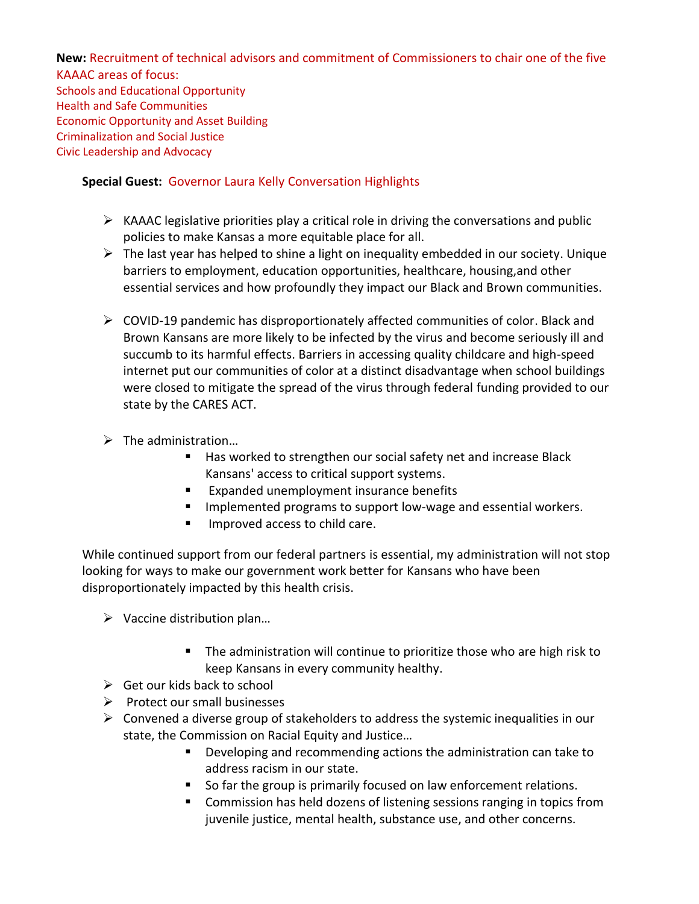**New:** Recruitment of technical advisors and commitment of Commissioners to chair one of the five KAAAC areas of focus:

Schools and Educational Opportunity
Health and Safe Communities
Economic Opportunity and Asset Building
Criminalization and Social Justice
Civic Leadership and Advocacy

**Special Guest:** Governor Laura Kelly Conversation Highlights

- KAAAC legislative priorities play a critical role in driving the conversations and public policies to make Kansas a more equitable place for all.
- The last year has helped to shine a light on inequality embedded in our society. Unique barriers to employment, education opportunities, healthcare, housing,and other essential services and how profoundly they impact our Black and Brown communities.

- COVID-19 pandemic has disproportionately affected communities of color. Black and Brown Kansans are more likely to be infected by the virus and become seriously ill and succumb to its harmful effects. Barriers in accessing quality childcare and high-speed internet put our communities of color at a distinct disadvantage when school buildings were closed to mitigate the spread of the virus through federal funding provided to our state by the CARES ACT.

- The administration…
  - Has worked to strengthen our social safety net and increase Black Kansans' access to critical support systems.
  - Expanded unemployment insurance benefits
  - Implemented programs to support low-wage and essential workers.
  - Improved access to child care.

While continued support from our federal partners is essential, my administration will not stop looking for ways to make our government work better for Kansans who have been disproportionately impacted by this health crisis.

- Vaccine distribution plan…
  - The administration will continue to prioritize those who are high risk to keep Kansans in every community healthy.
- Get our kids back to school
- Protect our small businesses
- Convened a diverse group of stakeholders to address the systemic inequalities in our state, the Commission on Racial Equity and Justice…
  - Developing and recommending actions the administration can take to address racism in our state.
  - So far the group is primarily focused on law enforcement relations.
  - Commission has held dozens of listening sessions ranging in topics from juvenile justice, mental health, substance use, and other concerns.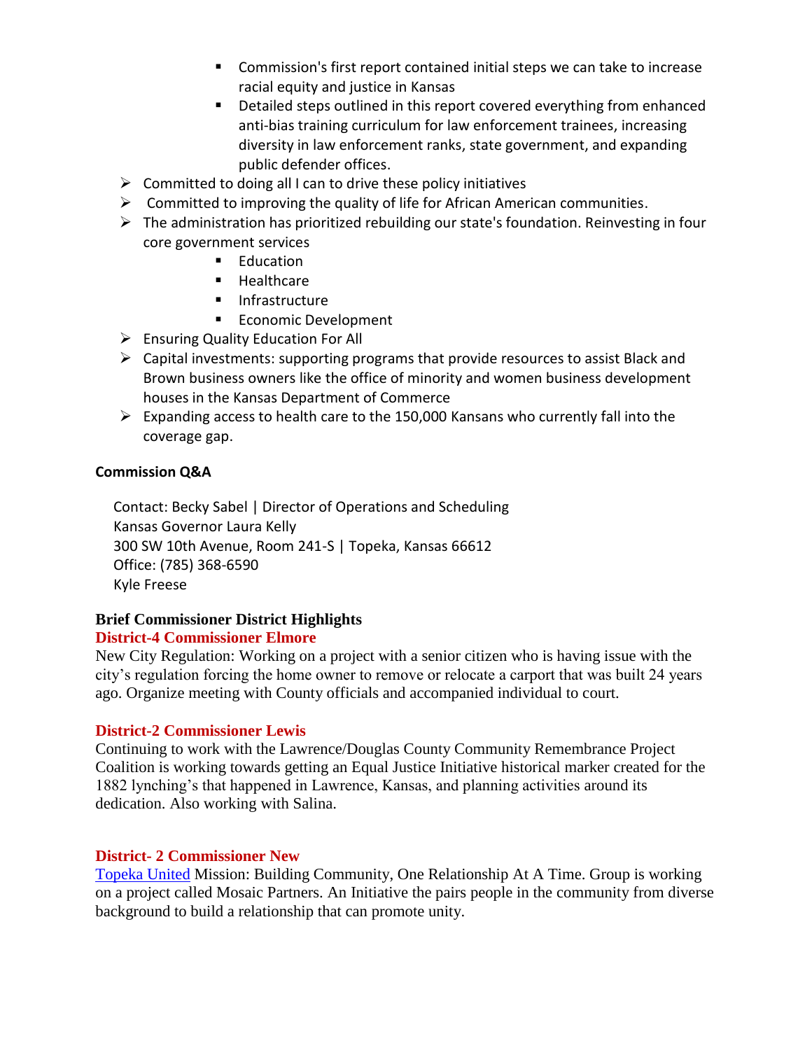- Commission's first report contained initial steps we can take to increase racial equity and justice in Kansas
    - Detailed steps outlined in this report covered everything from enhanced anti-bias training curriculum for law enforcement trainees, increasing diversity in law enforcement ranks, state government, and expanding public defender offices.
- Committed to doing all I can to drive these policy initiatives
- Committed to improving the quality of life for African American communities.
- The administration has prioritized rebuilding our state's foundation. Reinvesting in four core government services
    - Education
    - Healthcare
    - Infrastructure
    - Economic Development
- Ensuring Quality Education For All
- Capital investments: supporting programs that provide resources to assist Black and Brown business owners like the office of minority and women business development houses in the Kansas Department of Commerce
- Expanding access to health care to the 150,000 Kansans who currently fall into the coverage gap.

**Commission Q&A**

Contact: Becky Sabel | Director of Operations and Scheduling
Kansas Governor Laura Kelly
300 SW 10th Avenue, Room 241-S | Topeka, Kansas 66612
Office: (785) 368-6590
Kyle Freese

**Brief Commissioner District Highlights**

**District-4 Commissioner Elmore**

New City Regulation: Working on a project with a senior citizen who is having issue with the city's regulation forcing the home owner to remove or relocate a carport that was built 24 years ago. Organize meeting with County officials and accompanied individual to court.

**District-2 Commissioner Lewis**

Continuing to work with the Lawrence/Douglas County Community Remembrance Project Coalition is working towards getting an Equal Justice Initiative historical marker created for the 1882 lynching's that happened in Lawrence, Kansas, and planning activities around its dedication. Also working with Salina.

**District- 2 Commissioner New**

Topeka United Mission: Building Community, One Relationship At A Time. Group is working on a project called Mosaic Partners. An Initiative the pairs people in the community from diverse background to build a relationship that can promote unity.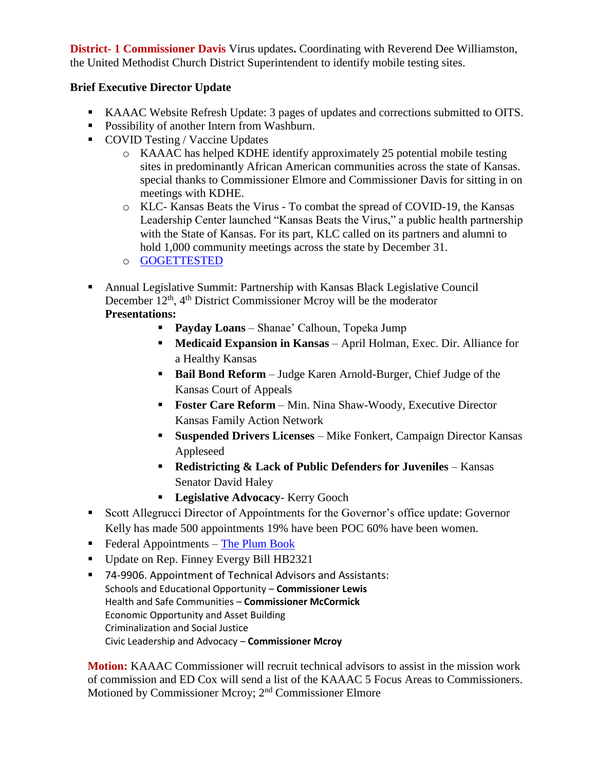**District- 1 Commissioner Davis** Virus updates**.** Coordinating with Reverend Dee Williamston, the United Methodist Church District Superintendent to identify mobile testing sites.

**Brief Executive Director Update**

- KAAAC Website Refresh Update: 3 pages of updates and corrections submitted to OITS.
- Possibility of another Intern from Washburn.
- COVID Testing / Vaccine Updates
    - KAAAC has helped KDHE identify approximately 25 potential mobile testing sites in predominantly African American communities across the state of Kansas. special thanks to Commissioner Elmore and Commissioner Davis for sitting in on meetings with KDHE.
    - KLC- Kansas Beats the Virus - To combat the spread of COVID-19, the Kansas Leadership Center launched "Kansas Beats the Virus," a public health partnership with the State of Kansas. For its part, KLC called on its partners and alumni to hold 1,000 community meetings across the state by December 31.
    - GOGETTESTED
- Annual Legislative Summit: Partnership with Kansas Black Legislative Council December 12th, 4th District Commissioner Mcroy will be the moderator
  **Presentations:**
    - **Payday Loans** – Shanae' Calhoun, Topeka Jump
    - **Medicaid Expansion in Kansas** – April Holman, Exec. Dir. Alliance for a Healthy Kansas
    - **Bail Bond Reform** – Judge Karen Arnold-Burger, Chief Judge of the Kansas Court of Appeals
    - **Foster Care Reform** – Min. Nina Shaw-Woody, Executive Director Kansas Family Action Network
    - **Suspended Drivers Licenses** – Mike Fonkert, Campaign Director Kansas Appleseed
    - **Redistricting & Lack of Public Defenders for Juveniles** – Kansas Senator David Haley
    - **Legislative Advocacy**- Kerry Gooch
- Scott Allegrucci Director of Appointments for the Governor's office update: Governor Kelly has made 500 appointments 19% have been POC 60% have been women.
- Federal Appointments – The Plum Book
- Update on Rep. Finney Evergy Bill HB2321
- 74-9906. Appointment of Technical Advisors and Assistants:
  Schools and Educational Opportunity – **Commissioner Lewis**
  Health and Safe Communities – **Commissioner McCormick**
  Economic Opportunity and Asset Building
  Criminalization and Social Justice
  Civic Leadership and Advocacy – **Commissioner Mcroy**

**Motion:** KAAAC Commissioner will recruit technical advisors to assist in the mission work of commission and ED Cox will send a list of the KAAAC 5 Focus Areas to Commissioners. Motioned by Commissioner Mcroy; 2nd Commissioner Elmore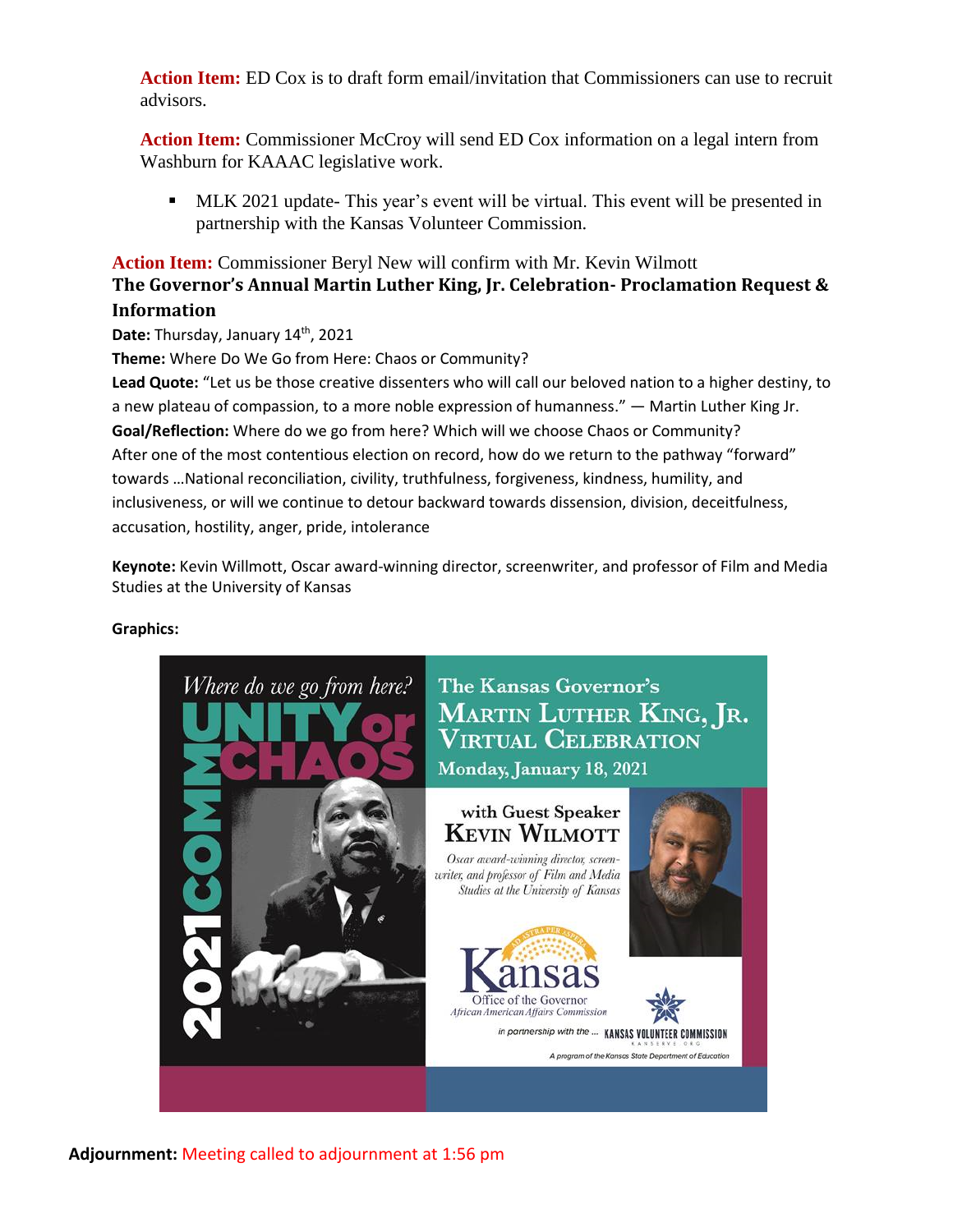**Action Item:** ED Cox is to draft form email/invitation that Commissioners can use to recruit advisors.

**Action Item:** Commissioner McCroy will send ED Cox information on a legal intern from Washburn for KAAAC legislative work.

- MLK 2021 update- This year's event will be virtual. This event will be presented in partnership with the Kansas Volunteer Commission.

**Action Item:** Commissioner Beryl New will confirm with Mr. Kevin Wilmott

**The Governor's Annual Martin Luther King, Jr. Celebration- Proclamation Request & Information**

**Date:** Thursday, January 14th, 2021

**Theme:** Where Do We Go from Here: Chaos or Community?

**Lead Quote:** "Let us be those creative dissenters who will call our beloved nation to a higher destiny, to a new plateau of compassion, to a more noble expression of humanness." — Martin Luther King Jr.

**Goal/Reflection:** Where do we go from here? Which will we choose Chaos or Community? After one of the most contentious election on record, how do we return to the pathway "forward" towards …National reconciliation, civility, truthfulness, forgiveness, kindness, humility, and inclusiveness, or will we continue to detour backward towards dissension, division, deceitfulness, accusation, hostility, anger, pride, intolerance

**Keynote:** Kevin Willmott, Oscar award-winning director, screenwriter, and professor of Film and Media Studies at the University of Kansas

**Graphics:**

**Adjournment:** Meeting called to adjournment at 1:56 pm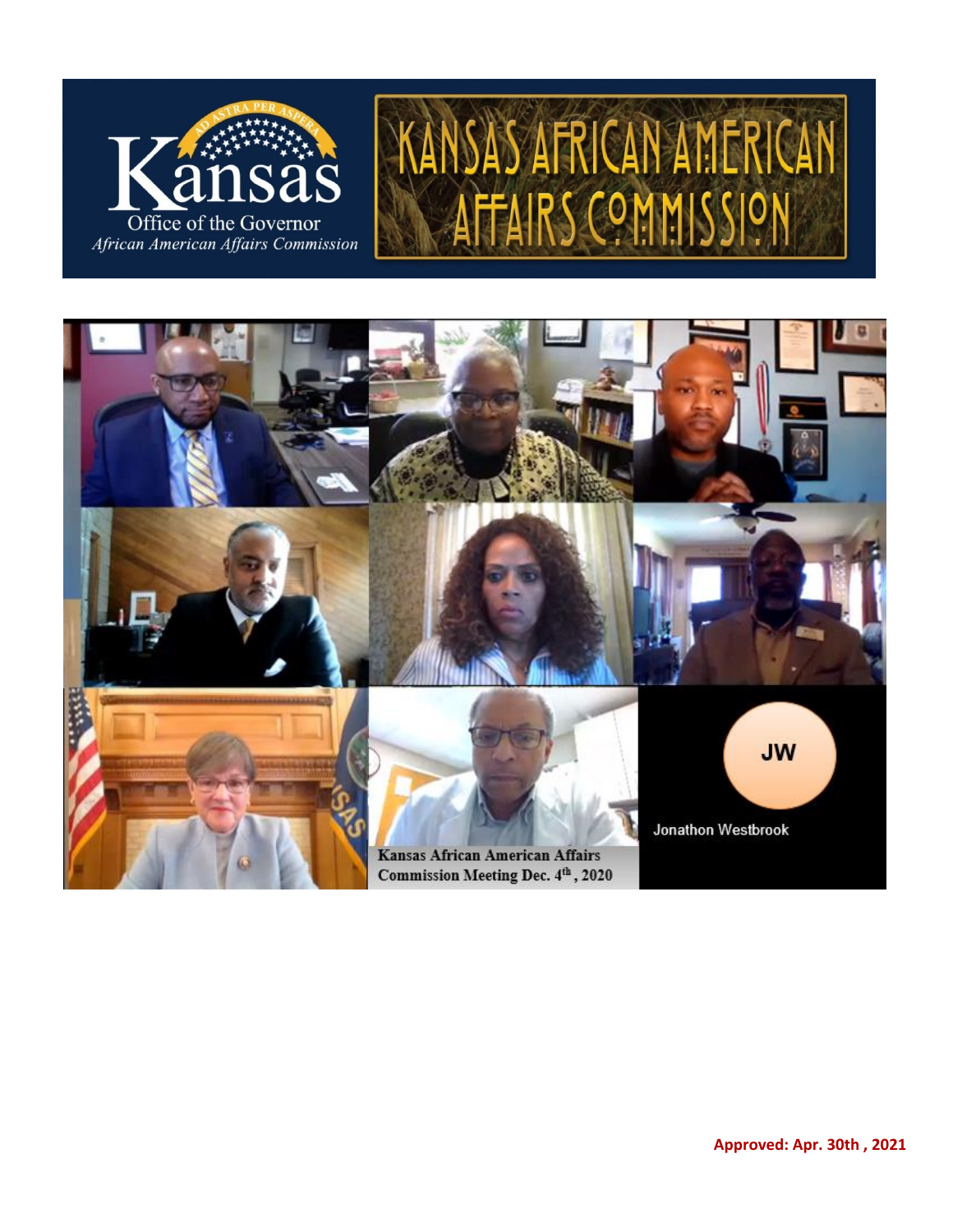Kansas

Office of the Governor

*African American Affairs Commission*

KANSAS AFRICAN AMERICAN AFFAIRS COMMISSION

Kansas African American Affairs Commission Meeting Dec. 4th, 2020

JW

Jonathon Westbrook

**Approved: Apr. 30th , 2021**